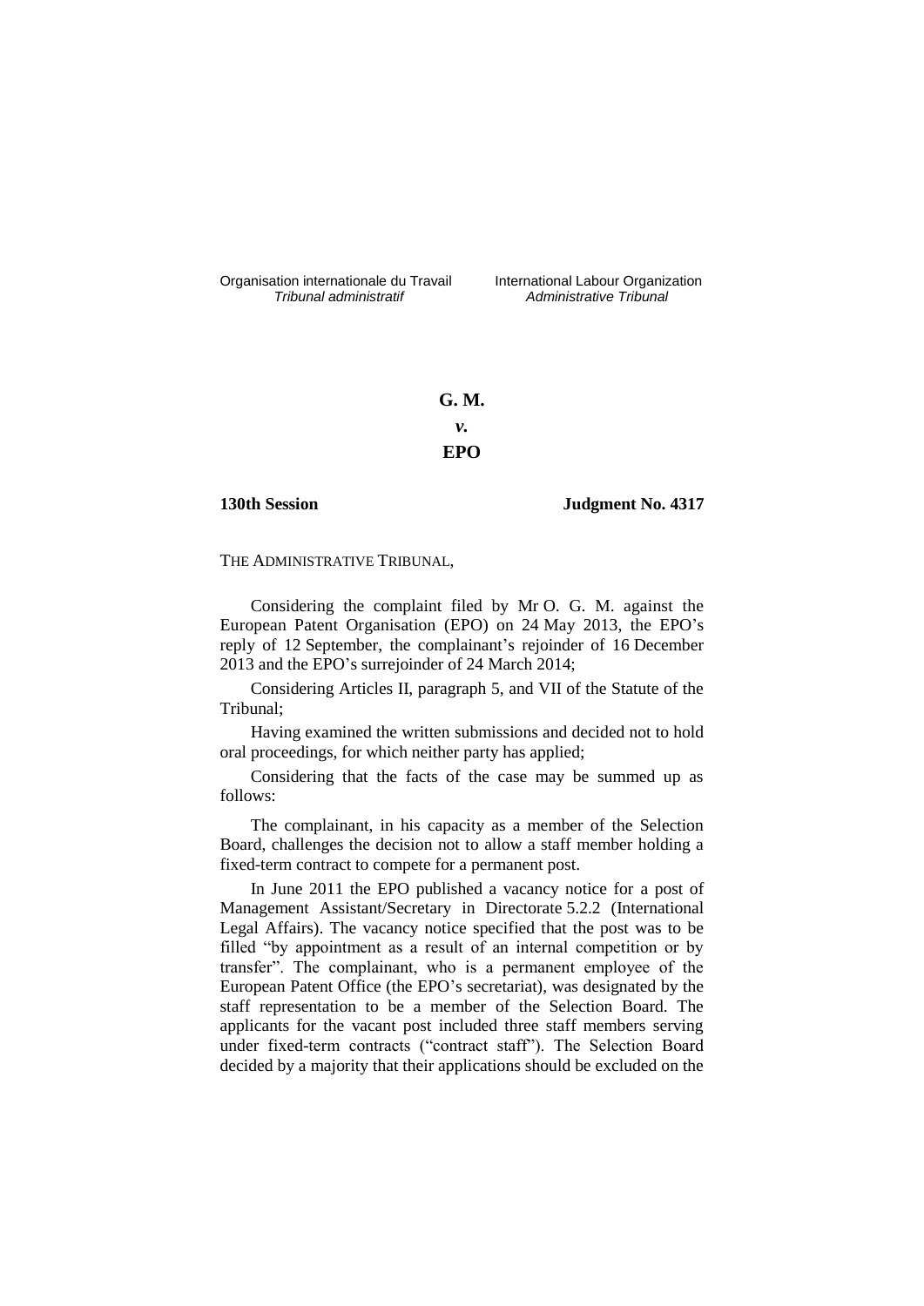Organisation internationale du Travail
*Tribunal administratif*

International Labour Organization
*Administrative Tribunal*

**G. M.**

***v.***

**EPO**

**130th Session** **Judgment No. 4317**

THE ADMINISTRATIVE TRIBUNAL,

Considering the complaint filed by Mr O. G. M. against the European Patent Organisation (EPO) on 24 May 2013, the EPO's reply of 12 September, the complainant's rejoinder of 16 December 2013 and the EPO's surrejoinder of 24 March 2014;

Considering Articles II, paragraph 5, and VII of the Statute of the Tribunal;

Having examined the written submissions and decided not to hold oral proceedings, for which neither party has applied;

Considering that the facts of the case may be summed up as follows:

The complainant, in his capacity as a member of the Selection Board, challenges the decision not to allow a staff member holding a fixed-term contract to compete for a permanent post.

In June 2011 the EPO published a vacancy notice for a post of Management Assistant/Secretary in Directorate 5.2.2 (International Legal Affairs). The vacancy notice specified that the post was to be filled "by appointment as a result of an internal competition or by transfer". The complainant, who is a permanent employee of the European Patent Office (the EPO's secretariat), was designated by the staff representation to be a member of the Selection Board. The applicants for the vacant post included three staff members serving under fixed-term contracts ("contract staff"). The Selection Board decided by a majority that their applications should be excluded on the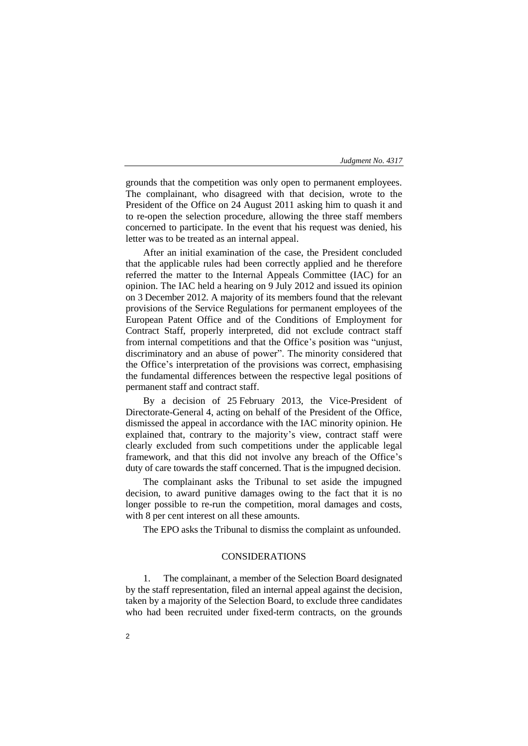grounds that the competition was only open to permanent employees. The complainant, who disagreed with that decision, wrote to the President of the Office on 24 August 2011 asking him to quash it and to re-open the selection procedure, allowing the three staff members concerned to participate. In the event that his request was denied, his letter was to be treated as an internal appeal.

After an initial examination of the case, the President concluded that the applicable rules had been correctly applied and he therefore referred the matter to the Internal Appeals Committee (IAC) for an opinion. The IAC held a hearing on 9 July 2012 and issued its opinion on 3 December 2012. A majority of its members found that the relevant provisions of the Service Regulations for permanent employees of the European Patent Office and of the Conditions of Employment for Contract Staff, properly interpreted, did not exclude contract staff from internal competitions and that the Office's position was "unjust, discriminatory and an abuse of power". The minority considered that the Office's interpretation of the provisions was correct, emphasising the fundamental differences between the respective legal positions of permanent staff and contract staff.

By a decision of 25 February 2013, the Vice-President of Directorate-General 4, acting on behalf of the President of the Office, dismissed the appeal in accordance with the IAC minority opinion. He explained that, contrary to the majority's view, contract staff were clearly excluded from such competitions under the applicable legal framework, and that this did not involve any breach of the Office's duty of care towards the staff concerned. That is the impugned decision.

The complainant asks the Tribunal to set aside the impugned decision, to award punitive damages owing to the fact that it is no longer possible to re-run the competition, moral damages and costs, with 8 per cent interest on all these amounts.

The EPO asks the Tribunal to dismiss the complaint as unfounded.

## CONSIDERATIONS

1. The complainant, a member of the Selection Board designated by the staff representation, filed an internal appeal against the decision, taken by a majority of the Selection Board, to exclude three candidates who had been recruited under fixed-term contracts, on the grounds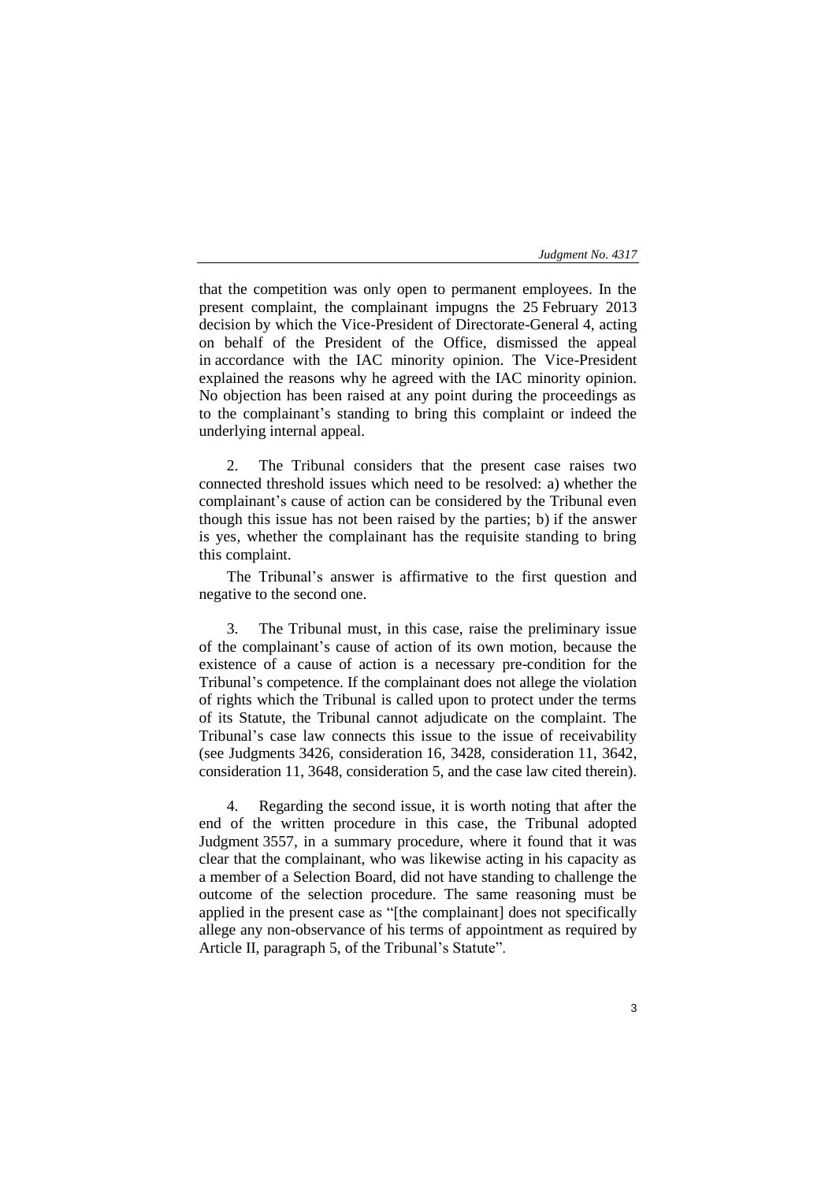that the competition was only open to permanent employees. In the present complaint, the complainant impugns the 25 February 2013 decision by which the Vice-President of Directorate-General 4, acting on behalf of the President of the Office, dismissed the appeal in accordance with the IAC minority opinion. The Vice-President explained the reasons why he agreed with the IAC minority opinion. No objection has been raised at any point during the proceedings as to the complainant's standing to bring this complaint or indeed the underlying internal appeal.

2. The Tribunal considers that the present case raises two connected threshold issues which need to be resolved: a) whether the complainant's cause of action can be considered by the Tribunal even though this issue has not been raised by the parties; b) if the answer is yes, whether the complainant has the requisite standing to bring this complaint.

The Tribunal's answer is affirmative to the first question and negative to the second one.

3. The Tribunal must, in this case, raise the preliminary issue of the complainant's cause of action of its own motion, because the existence of a cause of action is a necessary pre-condition for the Tribunal's competence. If the complainant does not allege the violation of rights which the Tribunal is called upon to protect under the terms of its Statute, the Tribunal cannot adjudicate on the complaint. The Tribunal's case law connects this issue to the issue of receivability (see Judgments 3426, consideration 16, 3428, consideration 11, 3642, consideration 11, 3648, consideration 5, and the case law cited therein).

4. Regarding the second issue, it is worth noting that after the end of the written procedure in this case, the Tribunal adopted Judgment 3557, in a summary procedure, where it found that it was clear that the complainant, who was likewise acting in his capacity as a member of a Selection Board, did not have standing to challenge the outcome of the selection procedure. The same reasoning must be applied in the present case as "[the complainant] does not specifically allege any non-observance of his terms of appointment as required by Article II, paragraph 5, of the Tribunal's Statute".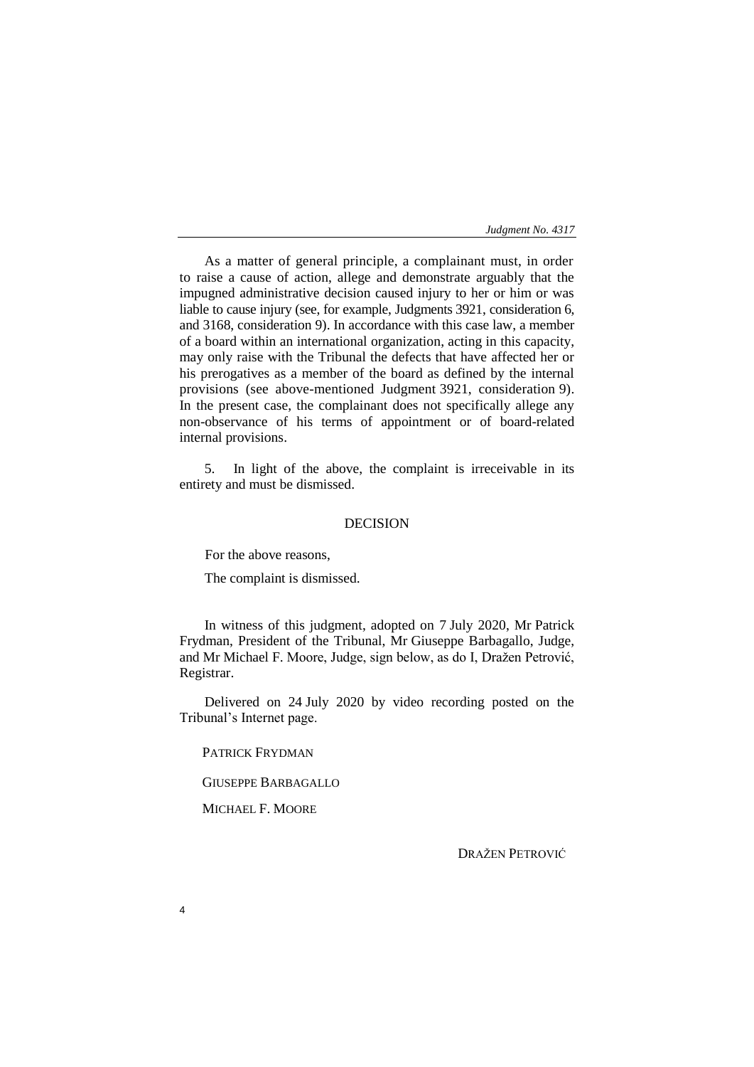As a matter of general principle, a complainant must, in order to raise a cause of action, allege and demonstrate arguably that the impugned administrative decision caused injury to her or him or was liable to cause injury (see, for example, Judgments 3921, consideration 6, and 3168, consideration 9). In accordance with this case law, a member of a board within an international organization, acting in this capacity, may only raise with the Tribunal the defects that have affected her or his prerogatives as a member of the board as defined by the internal provisions (see above-mentioned Judgment 3921, consideration 9). In the present case, the complainant does not specifically allege any non-observance of his terms of appointment or of board-related internal provisions.

5. In light of the above, the complaint is irreceivable in its entirety and must be dismissed.

## DECISION

For the above reasons,

The complaint is dismissed.

In witness of this judgment, adopted on 7 July 2020, Mr Patrick Frydman, President of the Tribunal, Mr Giuseppe Barbagallo, Judge, and Mr Michael F. Moore, Judge, sign below, as do I, Dražen Petrović, Registrar.

Delivered on 24 July 2020 by video recording posted on the Tribunal's Internet page.

PATRICK FRYDMAN

GIUSEPPE BARBAGALLO

MICHAEL F. MOORE

DRAŽEN PETROVIĆ